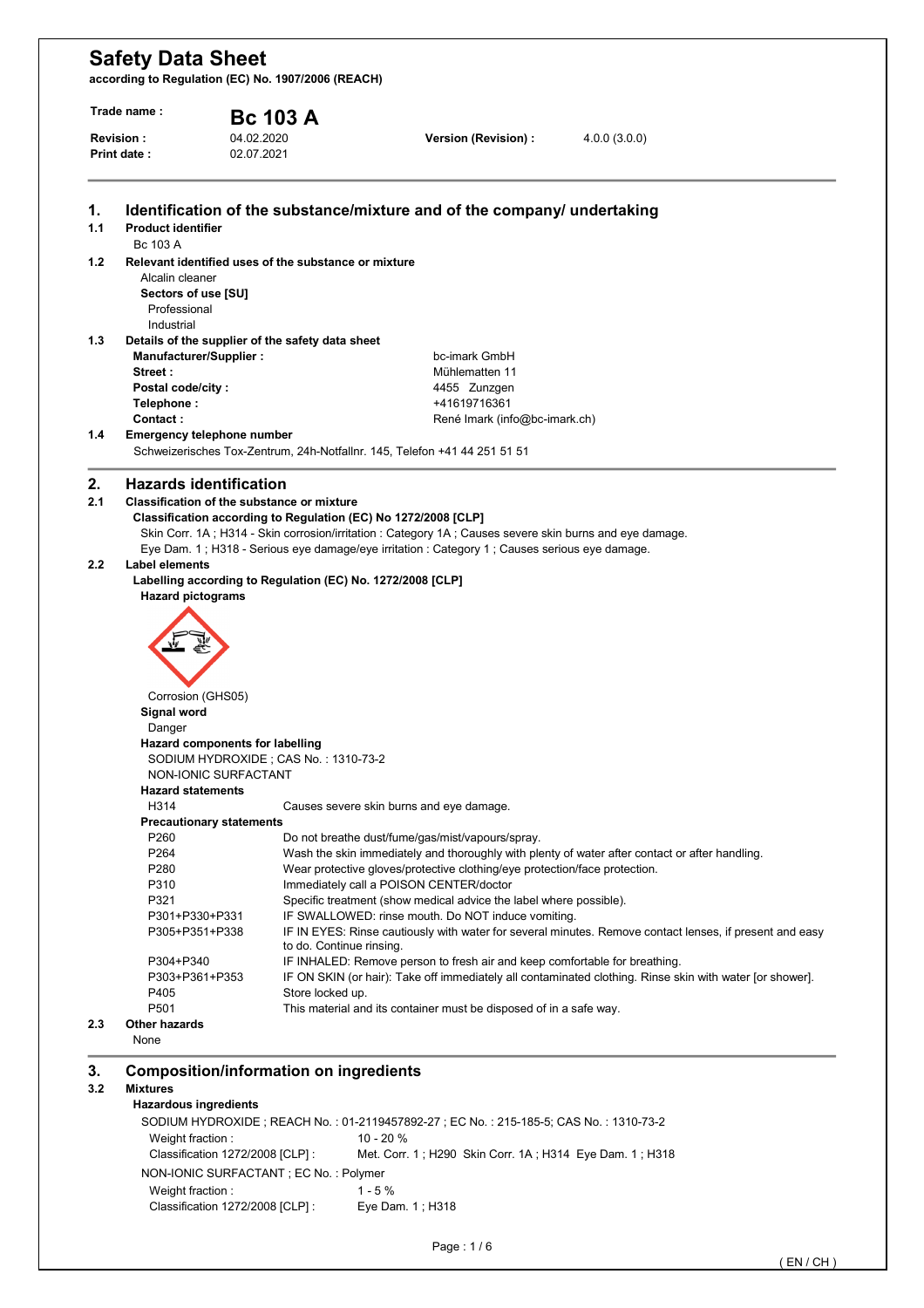# Safety Data Sheet

**according to Regulation (EC) No. 1907/2006 (REACH)**

| | | | |
|---|---|---|---|
| **Trade name :** | **Bc 103 A** | | |
| **Revision :** | 04.02.2020 | **Version (Revision) :** | 4.0.0 (3.0.0) |
| **Print date :** | 02.07.2021 | | |

## 1. Identification of the substance/mixture and of the company/ undertaking

### 1.1 Product identifier

Bc 103 A

### 1.2 Relevant identified uses of the substance or mixture

Alcalin cleaner

**Sectors of use [SU]**

Professional

Industrial

### 1.3 Details of the supplier of the safety data sheet

| | |
|---|---|
| **Manufacturer/Supplier :** | bc-imark GmbH |
| **Street :** | Mühlematten 11 |
| **Postal code/city :** | 4455 Zunzgen |
| **Telephone :** | +41619716361 |
| **Contact :** | René Imark (info@bc-imark.ch) |

### 1.4 Emergency telephone number

Schweizerisches Tox-Zentrum, 24h-Notfallnr. 145, Telefon +41 44 251 51 51

## 2. Hazards identification

### 2.1 Classification of the substance or mixture

**Classification according to Regulation (EC) No 1272/2008 [CLP]**

Skin Corr. 1A ; H314 - Skin corrosion/irritation : Category 1A ; Causes severe skin burns and eye damage.

Eye Dam. 1 ; H318 - Serious eye damage/eye irritation : Category 1 ; Causes serious eye damage.

### 2.2 Label elements

**Labelling according to Regulation (EC) No. 1272/2008 [CLP]**

**Hazard pictograms**

Corrosion (GHS05)

**Signal word**

Danger

**Hazard components for labelling**

SODIUM HYDROXIDE ; CAS No. : 1310-73-2

NON-IONIC SURFACTANT

**Hazard statements**

| | |
|---|---|
| H314 | Causes severe skin burns and eye damage. |

**Precautionary statements**

| | |
|---|---|
| P260 | Do not breathe dust/fume/gas/mist/vapours/spray. |
| P264 | Wash the skin immediately and thoroughly with plenty of water after contact or after handling. |
| P280 | Wear protective gloves/protective clothing/eye protection/face protection. |
| P310 | Immediately call a POISON CENTER/doctor |
| P321 | Specific treatment (show medical advice the label where possible). |
| P301+P330+P331 | IF SWALLOWED: rinse mouth. Do NOT induce vomiting. |
| P305+P351+P338 | IF IN EYES: Rinse cautiously with water for several minutes. Remove contact lenses, if present and easy to do. Continue rinsing. |
| P304+P340 | IF INHALED: Remove person to fresh air and keep comfortable for breathing. |
| P303+P361+P353 | IF ON SKIN (or hair): Take off immediately all contaminated clothing. Rinse skin with water [or shower]. |
| P405 | Store locked up. |
| P501 | This material and its container must be disposed of in a safe way. |

### 2.3 Other hazards

None

## 3. Composition/information on ingredients

### 3.2 Mixtures

**Hazardous ingredients**

SODIUM HYDROXIDE ; REACH No. : 01-2119457892-27 ; EC No. : 215-185-5; CAS No. : 1310-73-2

| | |
|---|---|
| Weight fraction : | 10 - 20 % |
| Classification 1272/2008 [CLP] : | Met. Corr. 1 ; H290 Skin Corr. 1A ; H314 Eye Dam. 1 ; H318 |

NON-IONIC SURFACTANT ; EC No. : Polymer

| | |
|---|---|
| Weight fraction : | 1 - 5 % |
| Classification 1272/2008 [CLP] : | Eye Dam. 1 ; H318 |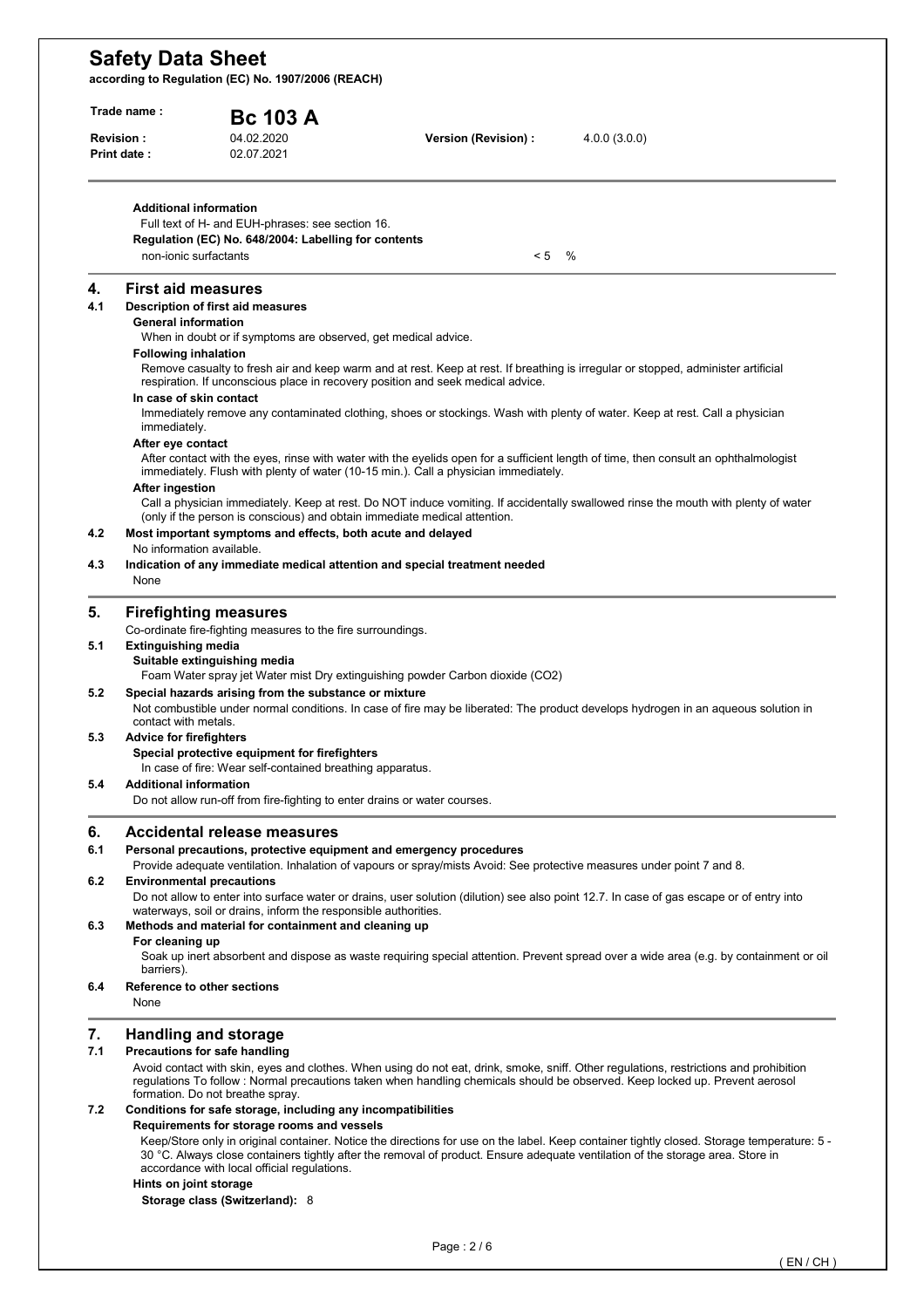**Additional information**

Full text of H- and EUH-phrases: see section 16.

**Regulation (EC) No. 648/2004: Labelling for contents**

| non-ionic surfactants | < 5 % |
|---|---|

## 4. First aid measures

### 4.1 Description of first aid measures

**General information**

When in doubt or if symptoms are observed, get medical advice.

**Following inhalation**

Remove casualty to fresh air and keep warm and at rest. Keep at rest. If breathing is irregular or stopped, administer artificial respiration. If unconscious place in recovery position and seek medical advice.

**In case of skin contact**

Immediately remove any contaminated clothing, shoes or stockings. Wash with plenty of water. Keep at rest. Call a physician immediately.

**After eye contact**

After contact with the eyes, rinse with water with the eyelids open for a sufficient length of time, then consult an ophthalmologist immediately. Flush with plenty of water (10-15 min.). Call a physician immediately.

**After ingestion**

Call a physician immediately. Keep at rest. Do NOT induce vomiting. If accidentally swallowed rinse the mouth with plenty of water (only if the person is conscious) and obtain immediate medical attention.

### 4.2 Most important symptoms and effects, both acute and delayed

No information available.

### 4.3 Indication of any immediate medical attention and special treatment needed

None

## 5. Firefighting measures

Co-ordinate fire-fighting measures to the fire surroundings.

### 5.1 Extinguishing media

**Suitable extinguishing media**

Foam Water spray jet Water mist Dry extinguishing powder Carbon dioxide ($CO_2$)

### 5.2 Special hazards arising from the substance or mixture

Not combustible under normal conditions. In case of fire may be liberated: The product develops hydrogen in an aqueous solution in contact with metals.

### 5.3 Advice for firefighters

**Special protective equipment for firefighters**

In case of fire: Wear self-contained breathing apparatus.

### 5.4 Additional information

Do not allow run-off from fire-fighting to enter drains or water courses.

## 6. Accidental release measures

### 6.1 Personal precautions, protective equipment and emergency procedures

Provide adequate ventilation. Inhalation of vapours or spray/mists Avoid: See protective measures under point 7 and 8.

### 6.2 Environmental precautions

Do not allow to enter into surface water or drains, user solution (dilution) see also point 12.7. In case of gas escape or of entry into waterways, soil or drains, inform the responsible authorities.

### 6.3 Methods and material for containment and cleaning up

**For cleaning up**

Soak up inert absorbent and dispose as waste requiring special attention. Prevent spread over a wide area (e.g. by containment or oil barriers).

### 6.4 Reference to other sections

None

## 7. Handling and storage

### 7.1 Precautions for safe handling

Avoid contact with skin, eyes and clothes. When using do not eat, drink, smoke, sniff. Other regulations, restrictions and prohibition regulations To follow : Normal precautions taken when handling chemicals should be observed. Keep locked up. Prevent aerosol formation. Do not breathe spray.

### 7.2 Conditions for safe storage, including any incompatibilities

**Requirements for storage rooms and vessels**

Keep/Store only in original container. Notice the directions for use on the label. Keep container tightly closed. Storage temperature: 5 - 30 °C. Always close containers tightly after the removal of product. Ensure adequate ventilation of the storage area. Store in accordance with local official regulations.

**Hints on joint storage**

**Storage class (Switzerland):** 8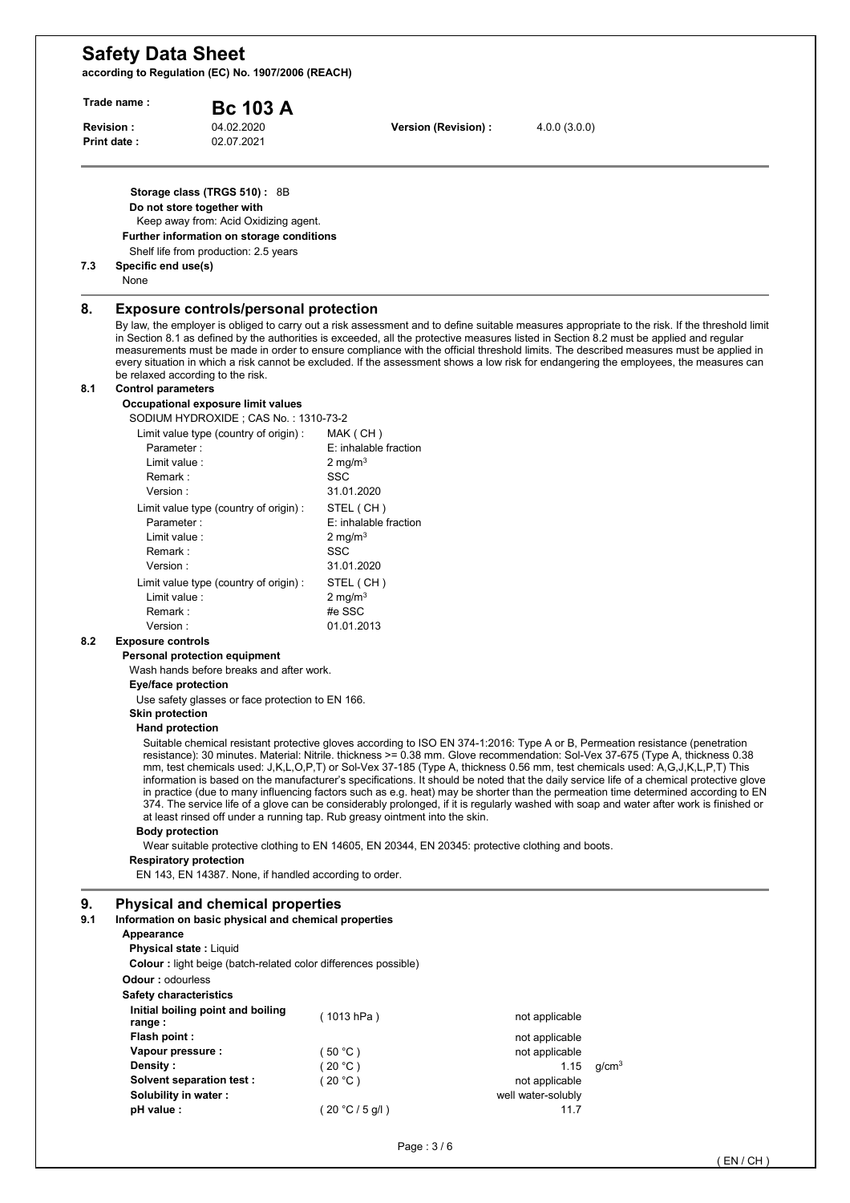Storage class (TRGS 510) : 8B

**Do not store together with**

Keep away from: Acid Oxidizing agent.

**Further information on storage conditions**

Shelf life from production: 2.5 years

### 7.3 Specific end use(s)

None

## 8. Exposure controls/personal protection

By law, the employer is obliged to carry out a risk assessment and to define suitable measures appropriate to the risk. If the threshold limit in Section 8.1 as defined by the authorities is exceeded, all the protective measures listed in Section 8.2 must be applied and regular measurements must be made in order to ensure compliance with the official threshold limits. The described measures must be applied in every situation in which a risk cannot be excluded. If the assessment shows a low risk for endangering the employees, the measures can be relaxed according to the risk.

### 8.1 Control parameters

**Occupational exposure limit values**

SODIUM HYDROXIDE ; CAS No. : 1310-73-2

| | |
|---|---|
| Limit value type (country of origin) : | MAK ( CH ) |
| Parameter : | E: inhalable fraction |
| Limit value : | 2 mg/m³ |
| Remark : | SSC |
| Version : | 31.01.2020 |
| Limit value type (country of origin) : | STEL ( CH ) |
| Parameter : | E: inhalable fraction |
| Limit value : | 2 mg/m³ |
| Remark : | SSC |
| Version : | 31.01.2020 |
| Limit value type (country of origin) : | STEL ( CH ) |
| Limit value : | 2 mg/m³ |
| Remark : | #e SSC |
| Version : | 01.01.2013 |

### 8.2 Exposure controls

**Personal protection equipment**

Wash hands before breaks and after work.

**Eye/face protection**

Use safety glasses or face protection to EN 166.

**Skin protection**

**Hand protection**

Suitable chemical resistant protective gloves according to ISO EN 374-1:2016: Type A or B, Permeation resistance (penetration resistance): 30 minutes. Material: Nitrile. thickness >= 0.38 mm. Glove recommendation: Sol-Vex 37-675 (Type A, thickness 0.38 mm, test chemicals used: J,K,L,O,P,T) or Sol-Vex 37-185 (Type A, thickness 0.56 mm, test chemicals used: A,G,J,K,L,P,T) This information is based on the manufacturer's specifications. It should be noted that the daily service life of a chemical protective glove in practice (due to many influencing factors such as e.g. heat) may be shorter than the permeation time determined according to EN 374. The service life of a glove can be considerably prolonged, if it is regularly washed with soap and water after work is finished or at least rinsed off under a running tap. Rub greasy ointment into the skin.

**Body protection**

Wear suitable protective clothing to EN 14605, EN 20344, EN 20345: protective clothing and boots.

**Respiratory protection**

EN 143, EN 14387. None, if handled according to order.

## 9. Physical and chemical properties

### 9.1 Information on basic physical and chemical properties

**Appearance**

**Physical state :** Liquid

**Colour :** light beige (batch-related color differences possible)

**Odour :** odourless

**Safety characteristics**

| | | | |
|---|---|---|---|
| **Initial boiling point and boiling range :** | ( 1013 hPa ) | not applicable | |
| **Flash point :** | | not applicable | |
| **Vapour pressure :** | ( 50 °C ) | not applicable | |
| **Density :** | ( 20 °C ) | 1.15 | g/cm³ |
| **Solvent separation test :** | ( 20 °C ) | not applicable | |
| **Solubility in water :** | | well water-solubly | |
| **pH value :** | ( 20 °C / 5 g/l ) | 11.7 | |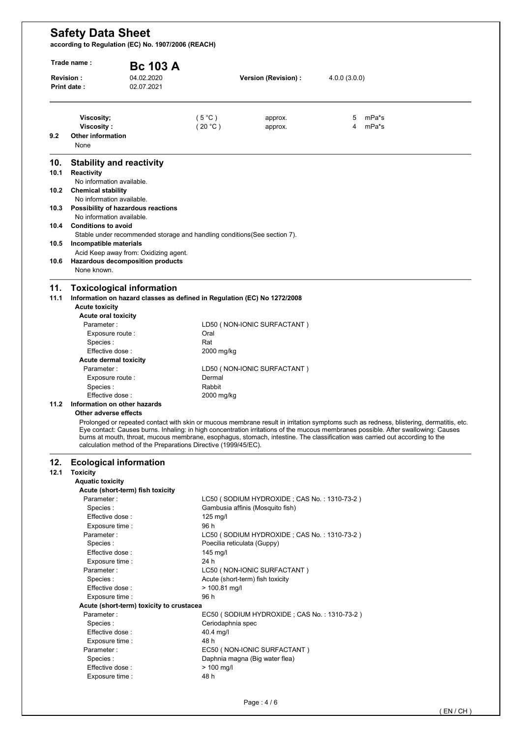| | | | | |
|---|---|---|---|---|
| **Viscosity;** | ( 5 °C ) | approx. | 5 | mPa*s |
| **Viscosity :** | ( 20 °C ) | approx. | 4 | mPa*s |

### 9.2 Other information

None

## 10. Stability and reactivity

### 10.1 Reactivity

No information available.

### 10.2 Chemical stability

No information available.

### 10.3 Possibility of hazardous reactions

No information available.

### 10.4 Conditions to avoid

Stable under recommended storage and handling conditions(See section 7).

### 10.5 Incompatible materials

Acid Keep away from: Oxidizing agent.

### 10.6 Hazardous decomposition products

None known.

## 11. Toxicological information

### 11.1 Information on hazard classes as defined in Regulation (EC) No 1272/2008

**Acute toxicity**

**Acute oral toxicity**

| | |
|---|---|
| Parameter : | LD50 ( NON-IONIC SURFACTANT ) |
| Exposure route : | Oral |
| Species : | Rat |
| Effective dose : | 2000 mg/kg |

**Acute dermal toxicity**

| | |
|---|---|
| Parameter : | LD50 ( NON-IONIC SURFACTANT ) |
| Exposure route : | Dermal |
| Species : | Rabbit |
| Effective dose : | 2000 mg/kg |

### 11.2 Information on other hazards

**Other adverse effects**

Prolonged or repeated contact with skin or mucous membrane result in irritation symptoms such as redness, blistering, dermatitis, etc. Eye contact: Causes burns. Inhaling: in high concentration irritations of the mucous membranes possible. After swallowing: Causes burns at mouth, throat, mucous membrane, esophagus, stomach, intestine. The classification was carried out according to the calculation method of the Preparations Directive (1999/45/EC).

## 12. Ecological information

### 12.1 Toxicity

**Aquatic toxicity**

**Acute (short-term) fish toxicity**

| | |
|---|---|
| Parameter : | LC50 ( SODIUM HYDROXIDE ; CAS No. : 1310-73-2 ) |
| Species : | Gambusia affinis (Mosquito fish) |
| Effective dose : | 125 mg/l |
| Exposure time : | 96 h |
| Parameter : | LC50 ( SODIUM HYDROXIDE ; CAS No. : 1310-73-2 ) |
| Species : | Poecilia reticulata (Guppy) |
| Effective dose : | 145 mg/l |
| Exposure time : | 24 h |
| Parameter : | LC50 ( NON-IONIC SURFACTANT ) |
| Species : | Acute (short-term) fish toxicity |
| Effective dose : | > 100.81 mg/l |
| Exposure time : | 96 h |

**Acute (short-term) toxicity to crustacea**

| | |
|---|---|
| Parameter : | EC50 ( SODIUM HYDROXIDE ; CAS No. : 1310-73-2 ) |
| Species : | Ceriodaphnia spec |
| Effective dose : | 40.4 mg/l |
| Exposure time : | 48 h |
| Parameter : | EC50 ( NON-IONIC SURFACTANT ) |
| Species : | Daphnia magna (Big water flea) |
| Effective dose : | > 100 mg/l |
| Exposure time : | 48 h |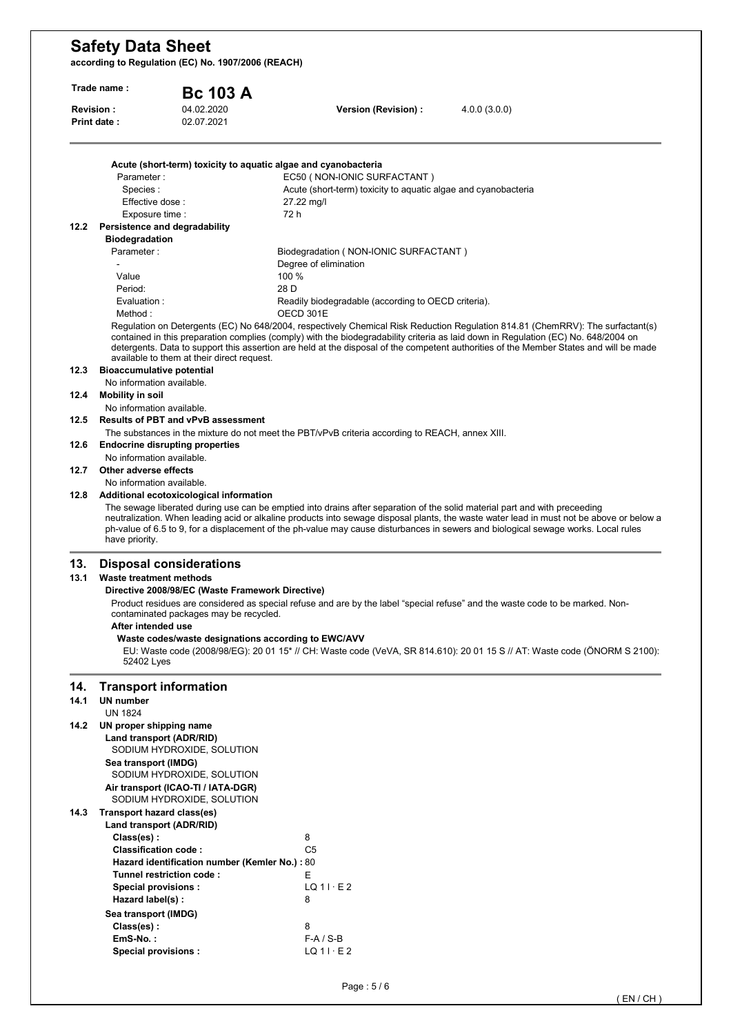**Acute (short-term) toxicity to aquatic algae and cyanobacteria**

| | |
|---|---|
| Parameter : | EC50 ( NON-IONIC SURFACTANT ) |
| Species : | Acute (short-term) toxicity to aquatic algae and cyanobacteria |
| Effective dose : | 27.22 mg/l |
| Exposure time : | 72 h |

### 12.2 Persistence and degradability

**Biodegradation**

| | |
|---|---|
| Parameter : | Biodegradation ( NON-IONIC SURFACTANT ) |
| - | Degree of elimination |
| Value | 100 % |
| Period: | 28 D |
| Evaluation : | Readily biodegradable (according to OECD criteria). |
| Method : | OECD 301E |

Regulation on Detergents (EC) No 648/2004, respectively Chemical Risk Reduction Regulation 814.81 (ChemRRV): The surfactant(s) contained in this preparation complies (comply) with the biodegradability criteria as laid down in Regulation (EC) No. 648/2004 on detergents. Data to support this assertion are held at the disposal of the competent authorities of the Member States and will be made available to them at their direct request.

### 12.3 Bioaccumulative potential

No information available.

### 12.4 Mobility in soil

No information available.

### 12.5 Results of PBT and vPvB assessment

The substances in the mixture do not meet the PBT/vPvB criteria according to REACH, annex XIII.

### 12.6 Endocrine disrupting properties

No information available.

### 12.7 Other adverse effects

No information available.

### 12.8 Additional ecotoxicological information

The sewage liberated during use can be emptied into drains after separation of the solid material part and with preceeding neutralization. When leading acid or alkaline products into sewage disposal plants, the waste water lead in must not be above or below a ph-value of 6.5 to 9, for a displacement of the ph-value may cause disturbances in sewers and biological sewage works. Local rules have priority.

## 13. Disposal considerations

### 13.1 Waste treatment methods

**Directive 2008/98/EC (Waste Framework Directive)**

Product residues are considered as special refuse and are by the label “special refuse” and the waste code to be marked. Non-contaminated packages may be recycled.

**After intended use**

**Waste codes/waste designations according to EWC/AVV**

EU: Waste code (2008/98/EG): 20 01 15* // CH: Waste code (VeVA, SR 814.610): 20 01 15 S // AT: Waste code (ÖNORM S 2100): 52402 Lyes

## 14. Transport information

### 14.1 UN number

UN 1824

### 14.2 UN proper shipping name

**Land transport (ADR/RID)**

SODIUM HYDROXIDE, SOLUTION

**Sea transport (IMDG)**

SODIUM HYDROXIDE, SOLUTION

**Air transport (ICAO-TI / IATA-DGR)**

SODIUM HYDROXIDE, SOLUTION

### 14.3 Transport hazard class(es)

**Land transport (ADR/RID)**

| | |
|---|---|
| **Class(es) :** | 8 |
| **Classification code :** | C5 |
| **Hazard identification number (Kemler No.) :** | 80 |
| **Tunnel restriction code :** | E |
| **Special provisions :** | LQ 1 l · E 2 |
| **Hazard label(s) :** | 8 |

**Sea transport (IMDG)**

| | |
|---|---|
| **Class(es) :** | 8 |
| **EmS-No. :** | F-A / S-B |
| **Special provisions :** | LQ 1 l · E 2 |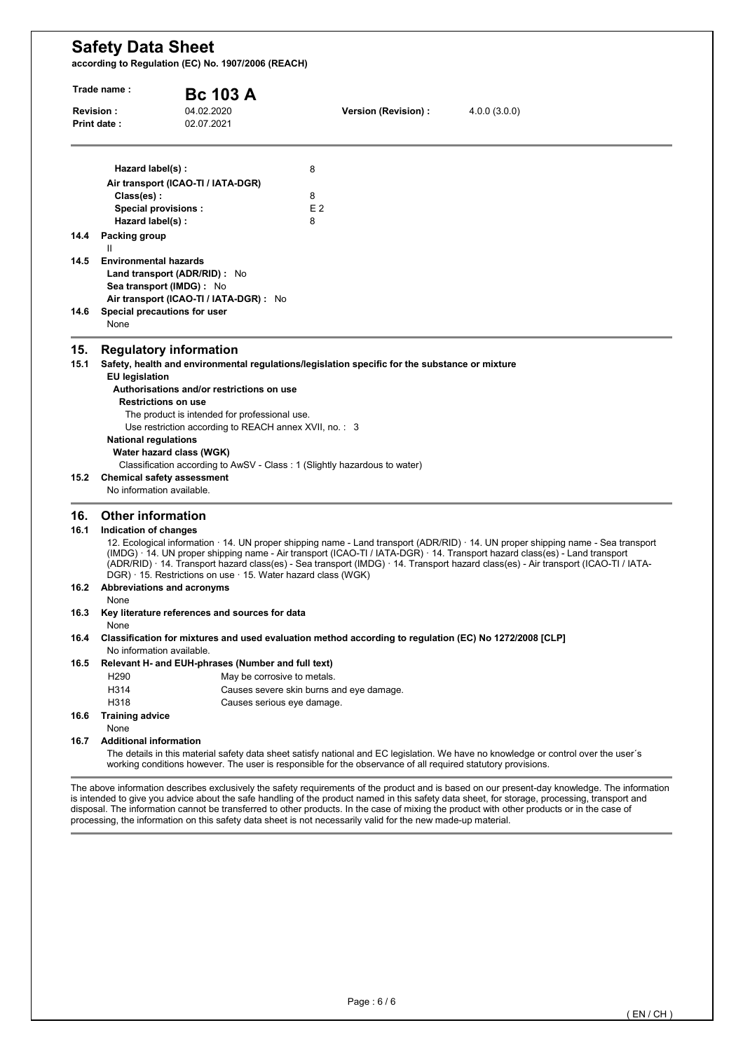Hazard label(s) : 8

Air transport (ICAO-TI / IATA-DGR)

Class(es) : 8

Special provisions : E 2

Hazard label(s) : 8

**14.4 Packing group**

II

**14.5 Environmental hazards**

**Land transport (ADR/RID) :** No

**Sea transport (IMDG) :** No

**Air transport (ICAO-TI / IATA-DGR) :** No

**14.6 Special precautions for user**

None

## 15. Regulatory information

**15.1 Safety, health and environmental regulations/legislation specific for the substance or mixture**

**EU legislation**

**Authorisations and/or restrictions on use**

**Restrictions on use**

The product is intended for professional use.

Use restriction according to REACH annex XVII, no. : 3

**National regulations**

**Water hazard class (WGK)**

Classification according to AwSV - Class : 1 (Slightly hazardous to water)

**15.2 Chemical safety assessment**

No information available.

## 16. Other information

**16.1 Indication of changes**

12. Ecological information · 14. UN proper shipping name - Land transport (ADR/RID) · 14. UN proper shipping name - Sea transport (IMDG) · 14. UN proper shipping name - Air transport (ICAO-TI / IATA-DGR) · 14. Transport hazard class(es) - Land transport (ADR/RID) · 14. Transport hazard class(es) - Sea transport (IMDG) · 14. Transport hazard class(es) - Air transport (ICAO-TI / IATA-DGR) · 15. Restrictions on use · 15. Water hazard class (WGK)

**16.2 Abbreviations and acronyms**

None

**16.3 Key literature references and sources for data**

None

**16.4 Classification for mixtures and used evaluation method according to regulation (EC) No 1272/2008 [CLP]**

No information available.

**16.5 Relevant H- and EUH-phrases (Number and full text)**

| | |
|---|---|
| H290 | May be corrosive to metals. |
| H314 | Causes severe skin burns and eye damage. |
| H318 | Causes serious eye damage. |

**16.6 Training advice**

None

**16.7 Additional information**

The details in this material safety data sheet satisfy national and EC legislation. We have no knowledge or control over the user´s working conditions however. The user is responsible for the observance of all required statutory provisions.

The above information describes exclusively the safety requirements of the product and is based on our present-day knowledge. The information is intended to give you advice about the safe handling of the product named in this safety data sheet, for storage, processing, transport and disposal. The information cannot be transferred to other products. In the case of mixing the product with other products or in the case of processing, the information on this safety data sheet is not necessarily valid for the new made-up material.